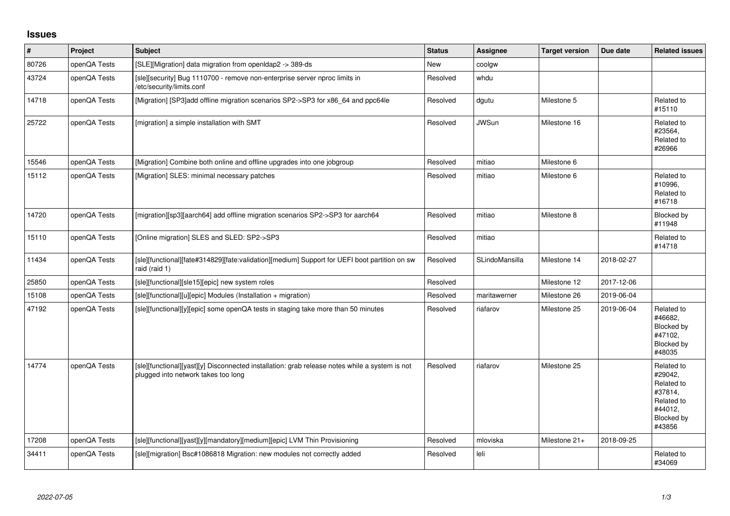## Issues

| # | Project | Subject | Status | Assignee | Target version | Due date | Related issues |
|---|---|---|---|---|---|---|---|
| 80726 | openQA Tests | [SLE][Migration] data migration from openldap2 -> 389-ds | New | coolgw | | | |
| 43724 | openQA Tests | [sle][security] Bug 1110700 - remove non-enterprise server nproc limits in /etc/security/limits.conf | Resolved | whdu | | | |
| 14718 | openQA Tests | [Migration] [SP3]add offline migration scenarios SP2->SP3 for x86_64 and ppc64le | Resolved | dgutu | Milestone 5 | | Related to #15110 |
| 25722 | openQA Tests | [migration] a simple installation with SMT | Resolved | JWSun | Milestone 16 | | Related to #23564, Related to #26966 |
| 15546 | openQA Tests | [Migration] Combine both online and offline upgrades into one jobgroup | Resolved | mitiao | Milestone 6 | | |
| 15112 | openQA Tests | [Migration] SLES: minimal necessary patches | Resolved | mitiao | Milestone 6 | | Related to #10996, Related to #16718 |
| 14720 | openQA Tests | [migration][sp3][aarch64] add offline migration scenarios SP2->SP3 for aarch64 | Resolved | mitiao | Milestone 8 | | Blocked by #11948 |
| 15110 | openQA Tests | [Online migration] SLES and SLED: SP2->SP3 | Resolved | mitiao | | | Related to #14718 |
| 11434 | openQA Tests | [sle][functional][fate#314829][fate:validation][medium] Support for UEFI boot partition on sw raid (raid 1) | Resolved | SLindoMansilla | Milestone 14 | 2018-02-27 | |
| 25850 | openQA Tests | [sle][functional][sle15][epic] new system roles | Resolved | | Milestone 12 | 2017-12-06 | |
| 15108 | openQA Tests | [sle][functional][u][epic] Modules (Installation + migration) | Resolved | maritawerner | Milestone 26 | 2019-06-04 | |
| 47192 | openQA Tests | [sle][functional][y][epic] some openQA tests in staging take more than 50 minutes | Resolved | riafarov | Milestone 25 | 2019-06-04 | Related to #46682, Blocked by #47102, Blocked by #48035 |
| 14774 | openQA Tests | [sle][functional][yast][y] Disconnected installation: grab release notes while a system is not plugged into network takes too long | Resolved | riafarov | Milestone 25 | | Related to #29042, Related to #37814, Related to #44012, Blocked by #43856 |
| 17208 | openQA Tests | [sle][functional][yast][y][mandatory][medium][epic] LVM Thin Provisioning | Resolved | mloviska | Milestone 21+ | 2018-09-25 | |
| 34411 | openQA Tests | [sle][migration] Bsc#1086818 Migration: new modules not correctly added | Resolved | leli | | | Related to #34069 |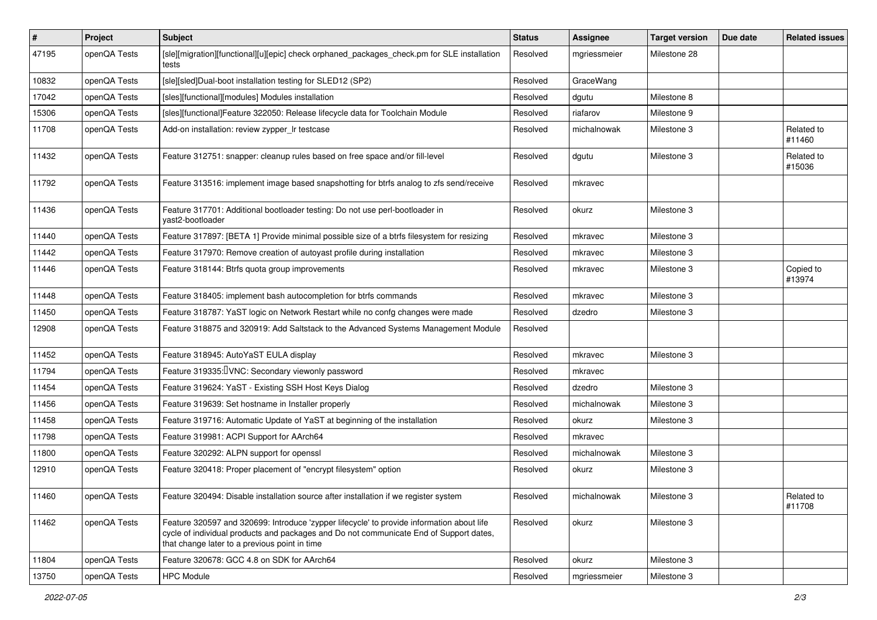| # | Project | Subject | Status | Assignee | Target version | Due date | Related issues |
|---|---|---|---|---|---|---|---|
| 47195 | openQA Tests | [sle][migration][functional][u][epic] check orphaned_packages_check.pm for SLE installation tests | Resolved | mgriessmeier | Milestone 28 | | |
| 10832 | openQA Tests | [sle][sled]Dual-boot installation testing for SLED12 (SP2) | Resolved | GraceWang | | | |
| 17042 | openQA Tests | [sles][functional][modules] Modules installation | Resolved | dgutu | Milestone 8 | | |
| 15306 | openQA Tests | [sles][functional]Feature 322050: Release lifecycle data for Toolchain Module | Resolved | riafarov | Milestone 9 | | |
| 11708 | openQA Tests | Add-on installation: review zypper_lr testcase | Resolved | michalnowak | Milestone 3 | | Related to #11460 |
| 11432 | openQA Tests | Feature 312751: snapper: cleanup rules based on free space and/or fill-level | Resolved | dgutu | Milestone 3 | | Related to #15036 |
| 11792 | openQA Tests | Feature 313516: implement image based snapshotting for btrfs analog to zfs send/receive | Resolved | mkravec | | | |
| 11436 | openQA Tests | Feature 317701: Additional bootloader testing: Do not use perl-bootloader in yast2-bootloader | Resolved | okurz | Milestone 3 | | |
| 11440 | openQA Tests | Feature 317897: [BETA 1] Provide minimal possible size of a btrfs filesystem for resizing | Resolved | mkravec | Milestone 3 | | |
| 11442 | openQA Tests | Feature 317970: Remove creation of autoyast profile during installation | Resolved | mkravec | Milestone 3 | | |
| 11446 | openQA Tests | Feature 318144: Btrfs quota group improvements | Resolved | mkravec | Milestone 3 | | Copied to #13974 |
| 11448 | openQA Tests | Feature 318405: implement bash autocompletion for btrfs commands | Resolved | mkravec | Milestone 3 | | |
| 11450 | openQA Tests | Feature 318787: YaST logic on Network Restart while no confg changes were made | Resolved | dzedro | Milestone 3 | | |
| 12908 | openQA Tests | Feature 318875 and 320919: Add Saltstack to the Advanced Systems Management Module | Resolved | | | | |
| 11452 | openQA Tests | Feature 318945: AutoYaST EULA display | Resolved | mkravec | Milestone 3 | | |
| 11794 | openQA Tests | Feature 319335: VNC: Secondary viewonly password | Resolved | mkravec | | | |
| 11454 | openQA Tests | Feature 319624: YaST - Existing SSH Host Keys Dialog | Resolved | dzedro | Milestone 3 | | |
| 11456 | openQA Tests | Feature 319639: Set hostname in Installer properly | Resolved | michalnowak | Milestone 3 | | |
| 11458 | openQA Tests | Feature 319716: Automatic Update of YaST at beginning of the installation | Resolved | okurz | Milestone 3 | | |
| 11798 | openQA Tests | Feature 319981: ACPI Support for AArch64 | Resolved | mkravec | | | |
| 11800 | openQA Tests | Feature 320292: ALPN support for openssl | Resolved | michalnowak | Milestone 3 | | |
| 12910 | openQA Tests | Feature 320418: Proper placement of "encrypt filesystem" option | Resolved | okurz | Milestone 3 | | |
| 11460 | openQA Tests | Feature 320494: Disable installation source after installation if we register system | Resolved | michalnowak | Milestone 3 | | Related to #11708 |
| 11462 | openQA Tests | Feature 320597 and 320699: Introduce 'zypper lifecycle' to provide information about life cycle of individual products and packages and Do not communicate End of Support dates, that change later to a previous point in time | Resolved | okurz | Milestone 3 | | |
| 11804 | openQA Tests | Feature 320678: GCC 4.8 on SDK for AArch64 | Resolved | okurz | Milestone 3 | | |
| 13750 | openQA Tests | HPC Module | Resolved | mgriessmeier | Milestone 3 | | |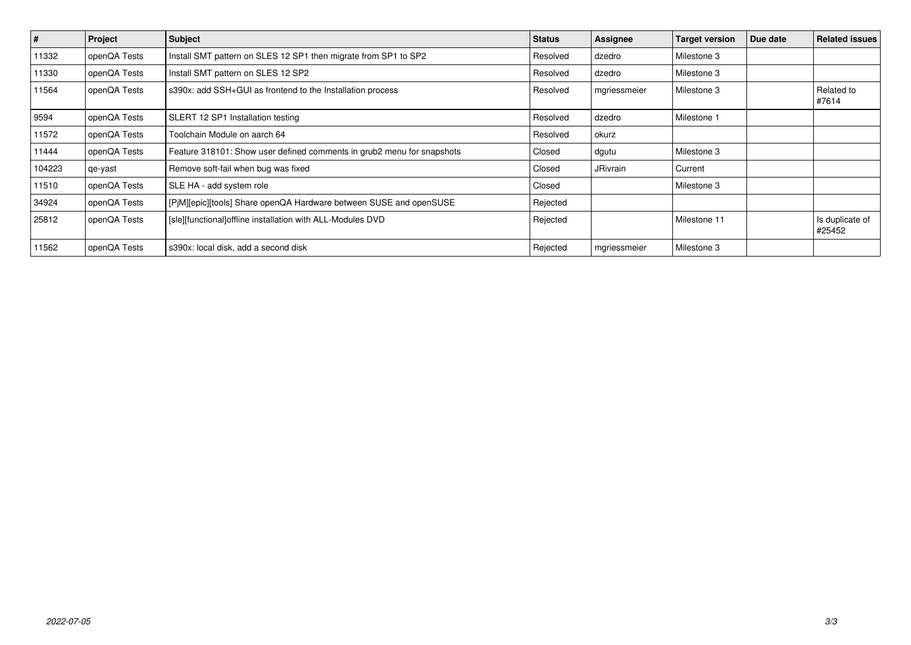| # | Project | Subject | Status | Assignee | Target version | Due date | Related issues |
|---|---|---|---|---|---|---|---|
| 11332 | openQA Tests | Install SMT pattern on SLES 12 SP1 then migrate from SP1 to SP2 | Resolved | dzedro | Milestone 3 | | |
| 11330 | openQA Tests | Install SMT pattern on SLES 12 SP2 | Resolved | dzedro | Milestone 3 | | |
| 11564 | openQA Tests | s390x: add SSH+GUI as frontend to the Installation process | Resolved | mgriessmeier | Milestone 3 | | Related to #7614 |
| 9594 | openQA Tests | SLERT 12 SP1 Installation testing | Resolved | dzedro | Milestone 1 | | |
| 11572 | openQA Tests | Toolchain Module on aarch 64 | Resolved | okurz | | | |
| 11444 | openQA Tests | Feature 318101: Show user defined comments in grub2 menu for snapshots | Closed | dgutu | Milestone 3 | | |
| 104223 | qe-yast | Remove soft-fail when bug was fixed | Closed | JRivrain | Current | | |
| 11510 | openQA Tests | SLE HA - add system role | Closed | | Milestone 3 | | |
| 34924 | openQA Tests | [PjM][epic][tools] Share openQA Hardware between SUSE and openSUSE | Rejected | | | | |
| 25812 | openQA Tests | [sle][functional]offline installation with ALL-Modules DVD | Rejected | | Milestone 11 | | Is duplicate of #25452 |
| 11562 | openQA Tests | s390x: local disk, add a second disk | Rejected | mgriessmeier | Milestone 3 | | |

*2022-07-05*